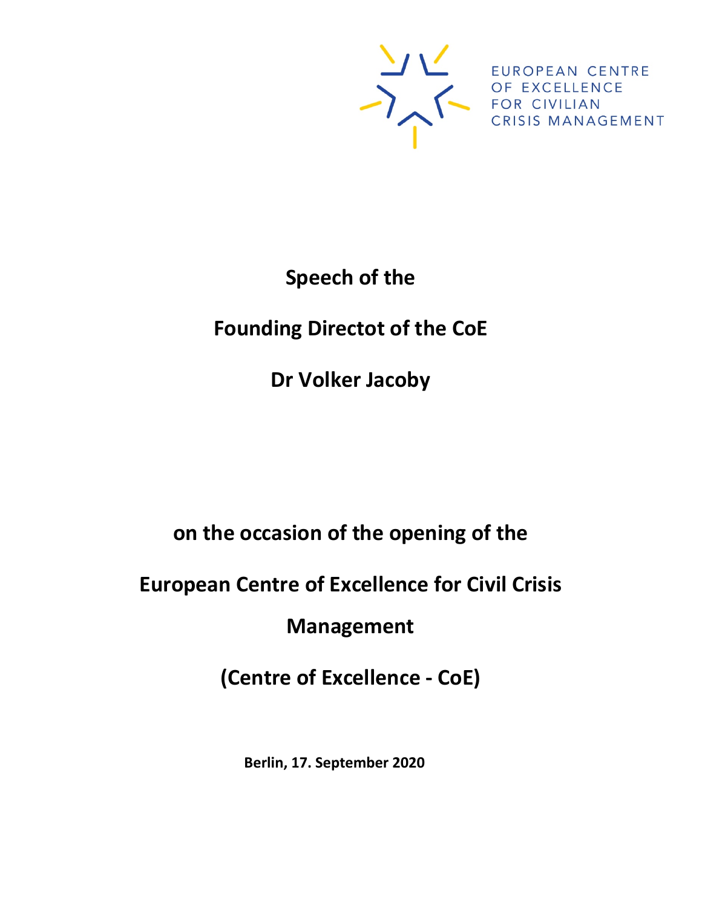EUROPEAN CENTRE OF EXCELLENCE FOR CIVILIAN CRISIS MANAGEMENT

# Speech of the

# Founding Directot of the CoE

# Dr Volker Jacoby

## on the occasion of the opening of the

## European Centre of Excellence for Civil Crisis Management

## (Centre of Excellence - CoE)

**Berlin, 17. September 2020**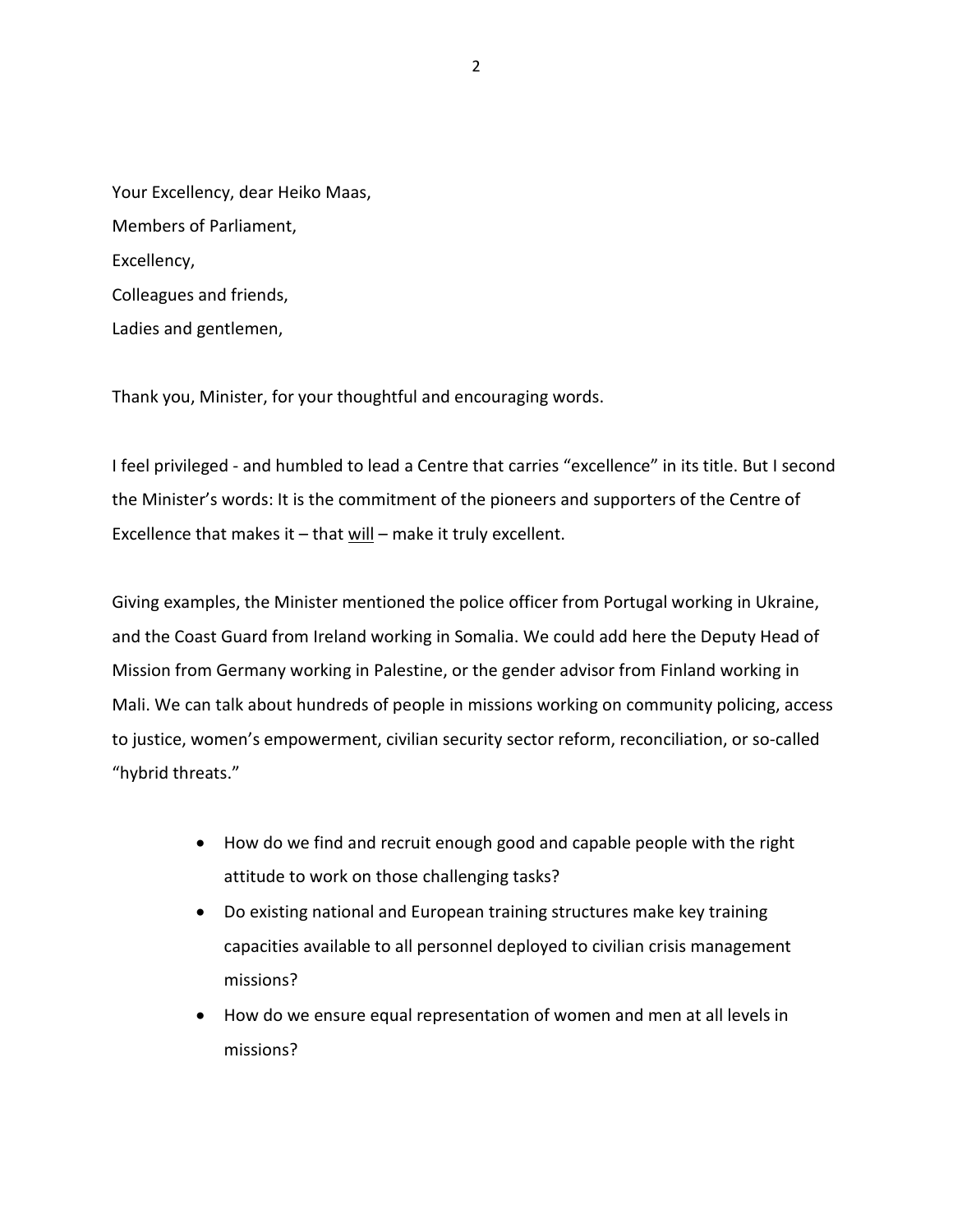Your Excellency, dear Heiko Maas,

Members of Parliament,

Excellency,

Colleagues and friends,

Ladies and gentlemen,

Thank you, Minister, for your thoughtful and encouraging words.

I feel privileged - and humbled to lead a Centre that carries "excellence" in its title. But I second the Minister's words: It is the commitment of the pioneers and supporters of the Centre of Excellence that makes it – that <u>will</u> – make it truly excellent.

Giving examples, the Minister mentioned the police officer from Portugal working in Ukraine, and the Coast Guard from Ireland working in Somalia. We could add here the Deputy Head of Mission from Germany working in Palestine, or the gender advisor from Finland working in Mali. We can talk about hundreds of people in missions working on community policing, access to justice, women's empowerment, civilian security sector reform, reconciliation, or so-called "hybrid threats."

- How do we find and recruit enough good and capable people with the right attitude to work on those challenging tasks?
- Do existing national and European training structures make key training capacities available to all personnel deployed to civilian crisis management missions?
- How do we ensure equal representation of women and men at all levels in missions?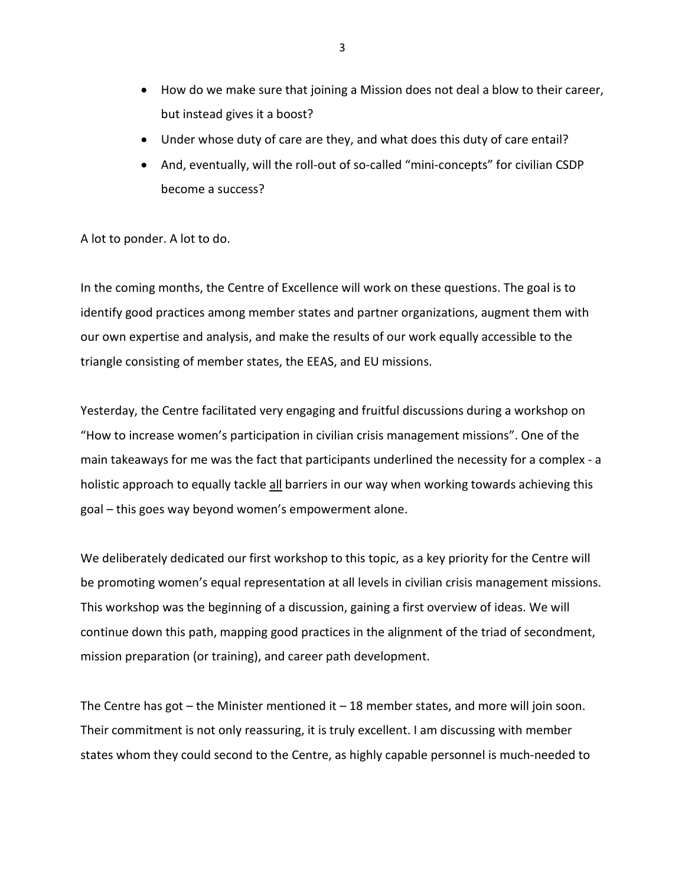- How do we make sure that joining a Mission does not deal a blow to their career, but instead gives it a boost?
- Under whose duty of care are they, and what does this duty of care entail?
- And, eventually, will the roll-out of so-called "mini-concepts" for civilian CSDP become a success?

A lot to ponder. A lot to do.

In the coming months, the Centre of Excellence will work on these questions. The goal is to identify good practices among member states and partner organizations, augment them with our own expertise and analysis, and make the results of our work equally accessible to the triangle consisting of member states, the EEAS, and EU missions.

Yesterday, the Centre facilitated very engaging and fruitful discussions during a workshop on "How to increase women's participation in civilian crisis management missions". One of the main takeaways for me was the fact that participants underlined the necessity for a complex - a holistic approach to equally tackle <u>all</u> barriers in our way when working towards achieving this goal – this goes way beyond women's empowerment alone.

We deliberately dedicated our first workshop to this topic, as a key priority for the Centre will be promoting women's equal representation at all levels in civilian crisis management missions. This workshop was the beginning of a discussion, gaining a first overview of ideas. We will continue down this path, mapping good practices in the alignment of the triad of secondment, mission preparation (or training), and career path development.

The Centre has got – the Minister mentioned it – 18 member states, and more will join soon. Their commitment is not only reassuring, it is truly excellent. I am discussing with member states whom they could second to the Centre, as highly capable personnel is much-needed to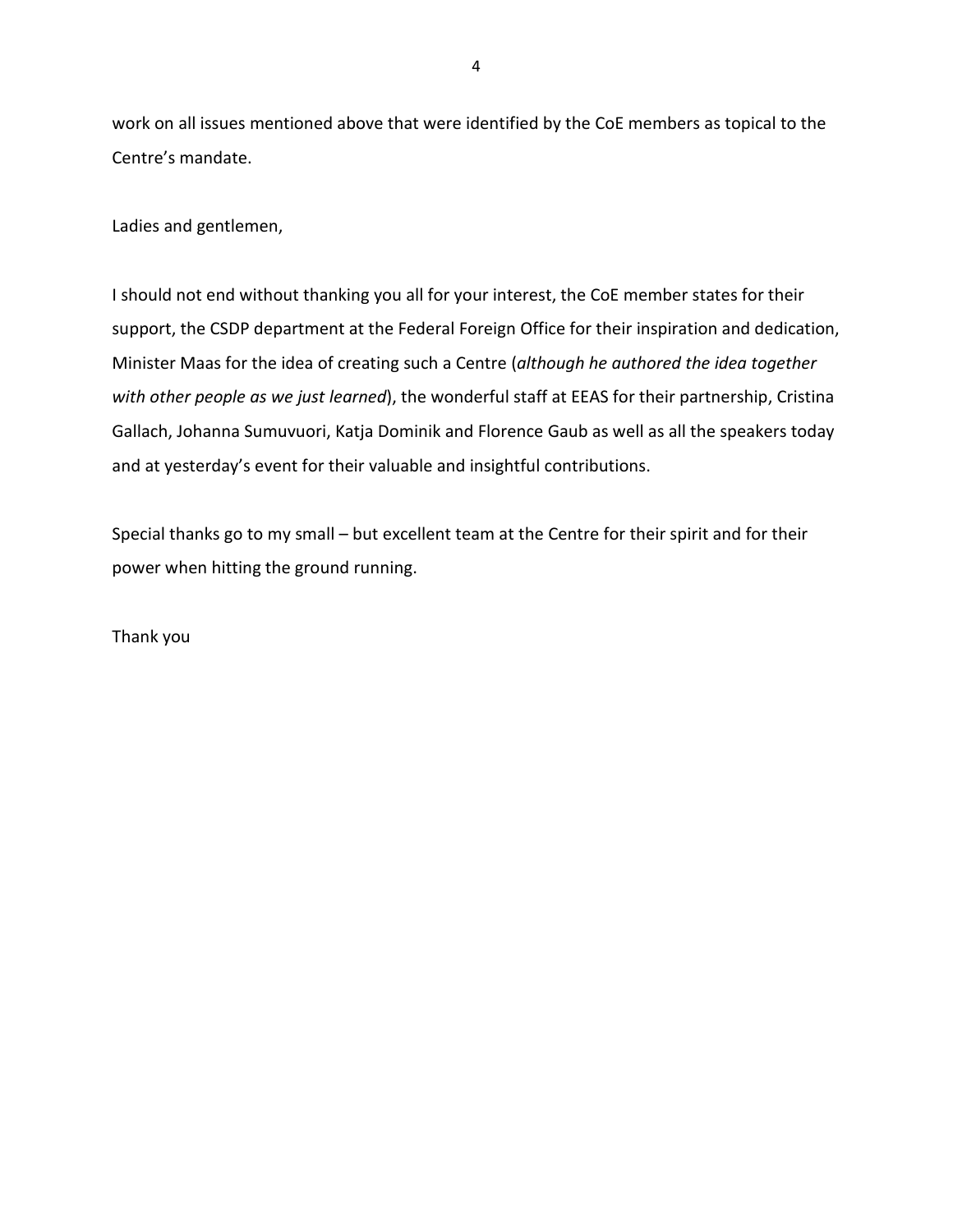work on all issues mentioned above that were identified by the CoE members as topical to the Centre's mandate.

Ladies and gentlemen,

I should not end without thanking you all for your interest, the CoE member states for their support, the CSDP department at the Federal Foreign Office for their inspiration and dedication, Minister Maas for the idea of creating such a Centre (*although he authored the idea together with other people as we just learned*), the wonderful staff at EEAS for their partnership, Cristina Gallach, Johanna Sumuvuori, Katja Dominik and Florence Gaub as well as all the speakers today and at yesterday's event for their valuable and insightful contributions.

Special thanks go to my small – but excellent team at the Centre for their spirit and for their power when hitting the ground running.

Thank you